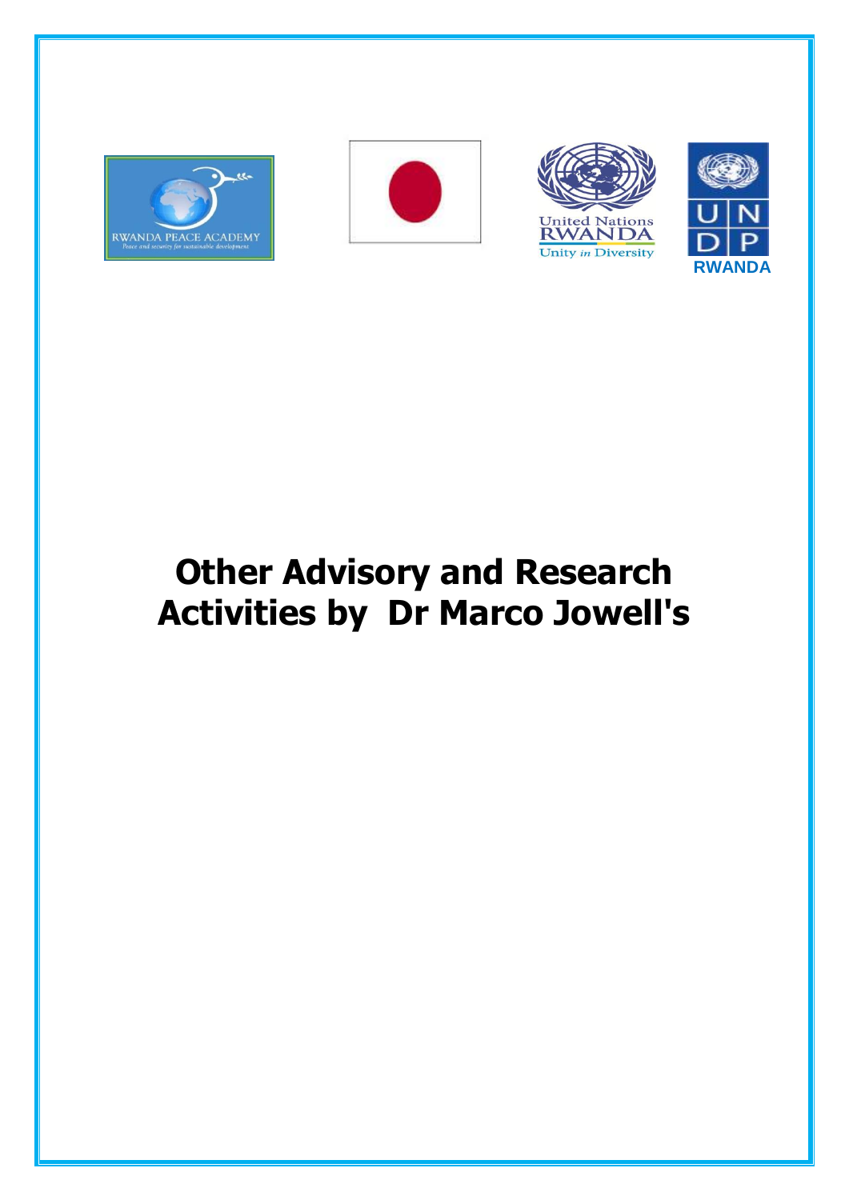RWANDA PEACE ACADEMY
Peace and security for sustainable development

United Nations
RWANDA
Unity in Diversity

UNDP
RWANDA

# Other Advisory and Research Activities by Dr Marco Jowell's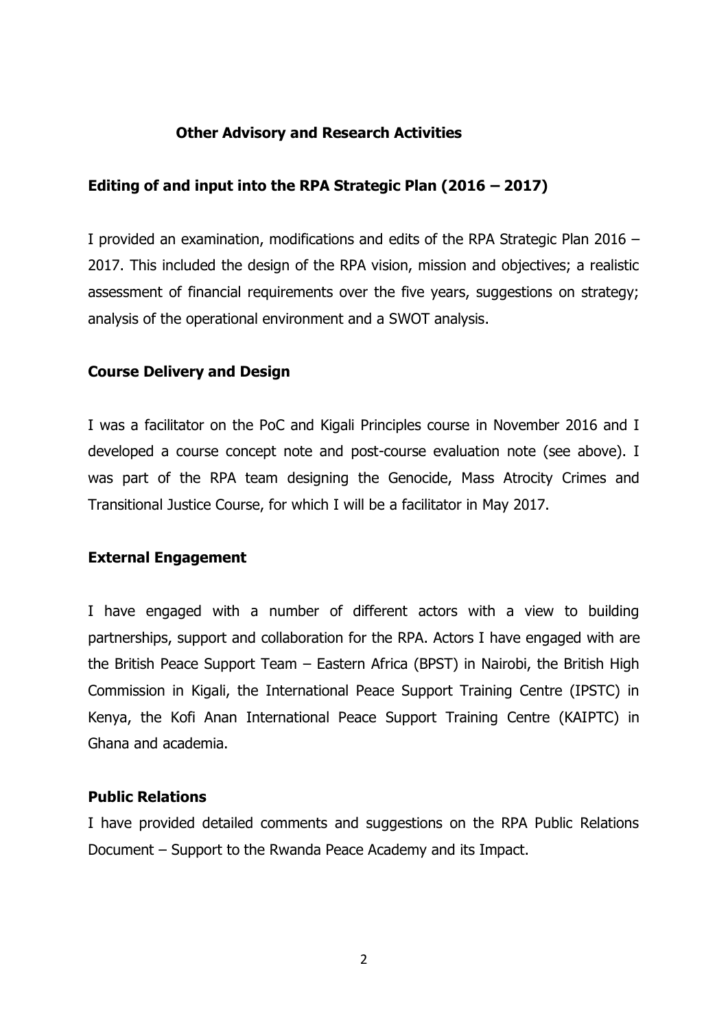## Other Advisory and Research Activities

### Editing of and input into the RPA Strategic Plan (2016 – 2017)

I provided an examination, modifications and edits of the RPA Strategic Plan 2016 – 2017. This included the design of the RPA vision, mission and objectives; a realistic assessment of financial requirements over the five years, suggestions on strategy; analysis of the operational environment and a SWOT analysis.

### Course Delivery and Design

I was a facilitator on the PoC and Kigali Principles course in November 2016 and I developed a course concept note and post-course evaluation note (see above). I was part of the RPA team designing the Genocide, Mass Atrocity Crimes and Transitional Justice Course, for which I will be a facilitator in May 2017.

### External Engagement

I have engaged with a number of different actors with a view to building partnerships, support and collaboration for the RPA. Actors I have engaged with are the British Peace Support Team – Eastern Africa (BPST) in Nairobi, the British High Commission in Kigali, the International Peace Support Training Centre (IPSTC) in Kenya, the Kofi Anan International Peace Support Training Centre (KAIPTC) in Ghana and academia.

### Public Relations

I have provided detailed comments and suggestions on the RPA Public Relations Document – Support to the Rwanda Peace Academy and its Impact.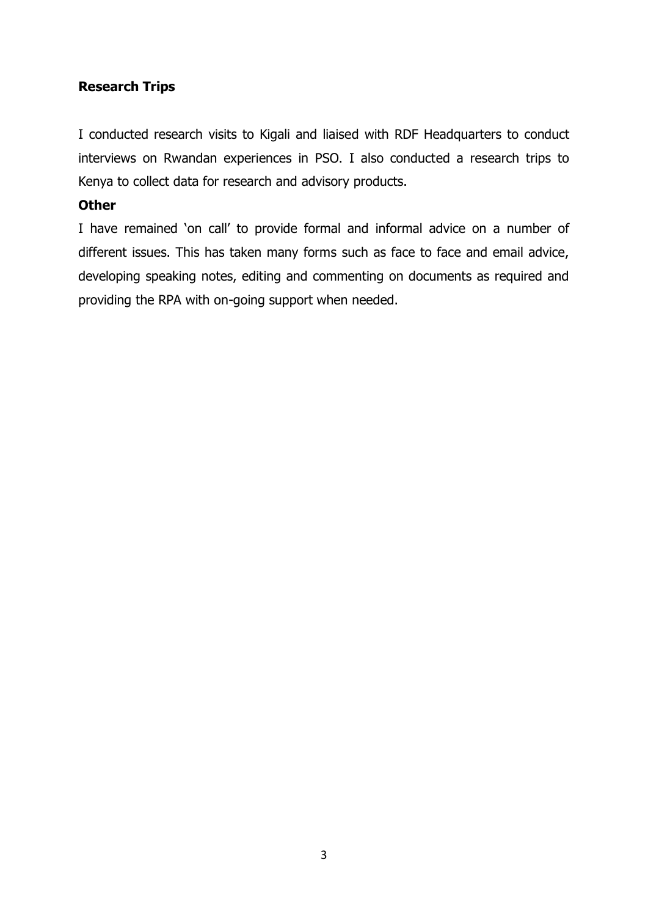**Research Trips**

I conducted research visits to Kigali and liaised with RDF Headquarters to conduct interviews on Rwandan experiences in PSO. I also conducted a research trips to Kenya to collect data for research and advisory products.

**Other**

I have remained 'on call' to provide formal and informal advice on a number of different issues. This has taken many forms such as face to face and email advice, developing speaking notes, editing and commenting on documents as required and providing the RPA with on-going support when needed.